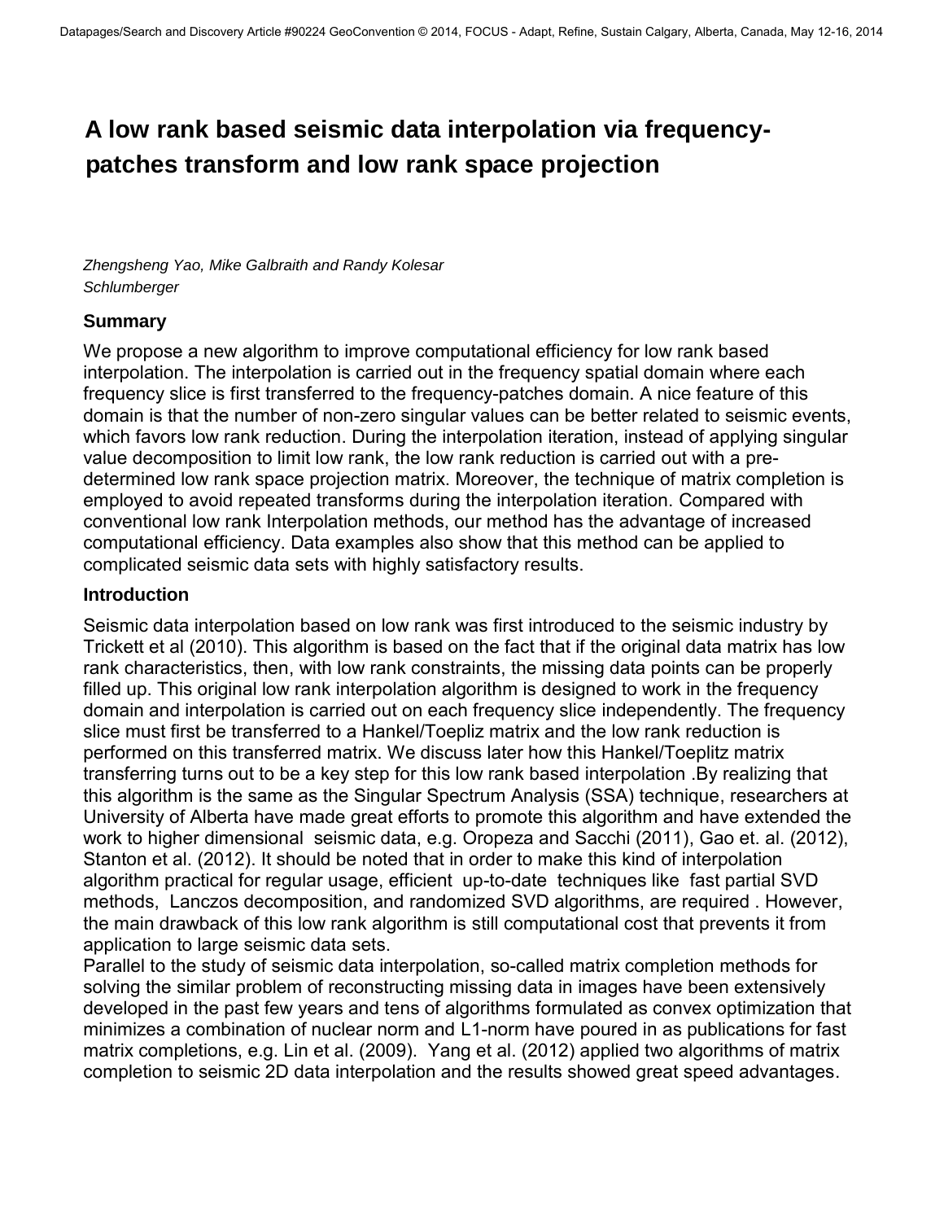# A low rank based seismic data interpolation via frequency-patches transform and low rank space projection

*Zhengsheng Yao, Mike Galbraith and Randy Kolesar*
*Schlumberger*

## Summary

We propose a new algorithm to improve computational efficiency for low rank based interpolation. The interpolation is carried out in the frequency spatial domain where each frequency slice is first transferred to the frequency-patches domain. A nice feature of this domain is that the number of non-zero singular values can be better related to seismic events, which favors low rank reduction. During the interpolation iteration, instead of applying singular value decomposition to limit low rank, the low rank reduction is carried out with a pre-determined low rank space projection matrix. Moreover, the technique of matrix completion is employed to avoid repeated transforms during the interpolation iteration. Compared with conventional low rank Interpolation methods, our method has the advantage of increased computational efficiency. Data examples also show that this method can be applied to complicated seismic data sets with highly satisfactory results.

## Introduction

Seismic data interpolation based on low rank was first introduced to the seismic industry by Trickett et al (2010). This algorithm is based on the fact that if the original data matrix has low rank characteristics, then, with low rank constraints, the missing data points can be properly filled up. This original low rank interpolation algorithm is designed to work in the frequency domain and interpolation is carried out on each frequency slice independently. The frequency slice must first be transferred to a Hankel/Toepliz matrix and the low rank reduction is performed on this transferred matrix. We discuss later how this Hankel/Toeplitz matrix transferring turns out to be a key step for this low rank based interpolation .By realizing that this algorithm is the same as the Singular Spectrum Analysis (SSA) technique, researchers at University of Alberta have made great efforts to promote this algorithm and have extended the work to higher dimensional seismic data, e.g. Oropeza and Sacchi (2011), Gao et. al. (2012), Stanton et al. (2012). It should be noted that in order to make this kind of interpolation algorithm practical for regular usage, efficient up-to-date techniques like fast partial SVD methods, Lanczos decomposition, and randomized SVD algorithms, are required . However, the main drawback of this low rank algorithm is still computational cost that prevents it from application to large seismic data sets.

Parallel to the study of seismic data interpolation, so-called matrix completion methods for solving the similar problem of reconstructing missing data in images have been extensively developed in the past few years and tens of algorithms formulated as convex optimization that minimizes a combination of nuclear norm and L1-norm have poured in as publications for fast matrix completions, e.g. Lin et al. (2009). Yang et al. (2012) applied two algorithms of matrix completion to seismic 2D data interpolation and the results showed great speed advantages.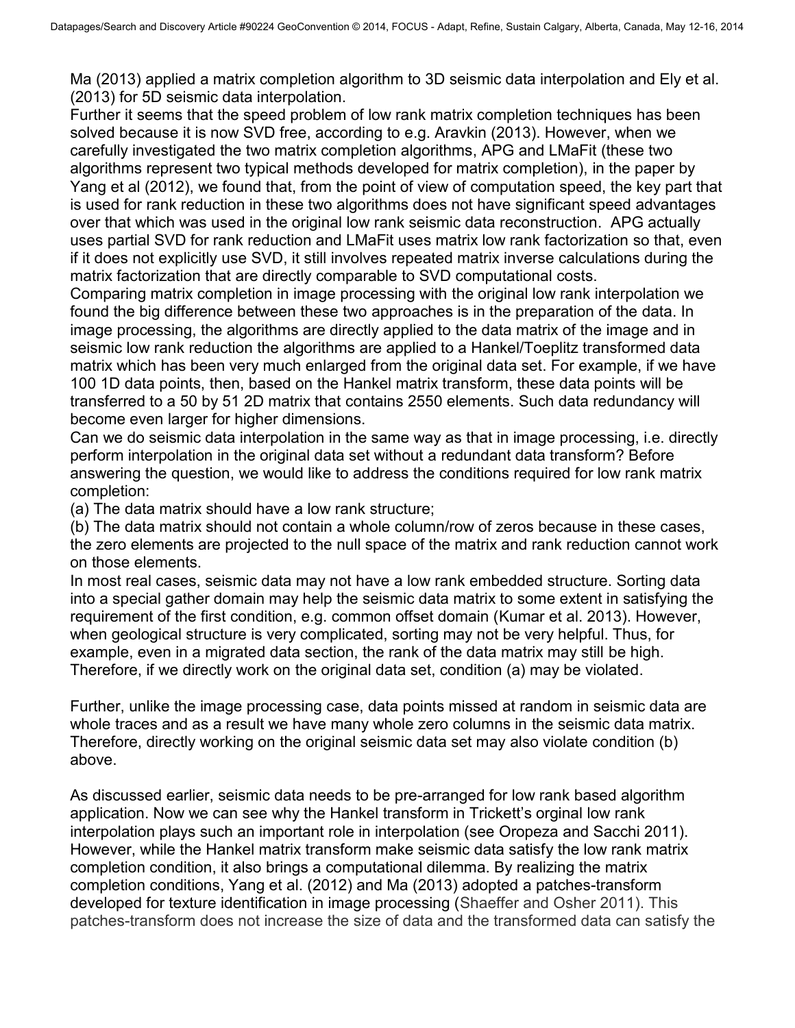Ma (2013) applied a matrix completion algorithm to 3D seismic data interpolation and Ely et al. (2013) for 5D seismic data interpolation.

Further it seems that the speed problem of low rank matrix completion techniques has been solved because it is now SVD free, according to e.g. Aravkin (2013). However, when we carefully investigated the two matrix completion algorithms, APG and LMaFit (these two algorithms represent two typical methods developed for matrix completion), in the paper by Yang et al (2012), we found that, from the point of view of computation speed, the key part that is used for rank reduction in these two algorithms does not have significant speed advantages over that which was used in the original low rank seismic data reconstruction. APG actually uses partial SVD for rank reduction and LMaFit uses matrix low rank factorization so that, even if it does not explicitly use SVD, it still involves repeated matrix inverse calculations during the matrix factorization that are directly comparable to SVD computational costs.

Comparing matrix completion in image processing with the original low rank interpolation we found the big difference between these two approaches is in the preparation of the data. In image processing, the algorithms are directly applied to the data matrix of the image and in seismic low rank reduction the algorithms are applied to a Hankel/Toeplitz transformed data matrix which has been very much enlarged from the original data set. For example, if we have 100 1D data points, then, based on the Hankel matrix transform, these data points will be transferred to a 50 by 51 2D matrix that contains 2550 elements. Such data redundancy will become even larger for higher dimensions.

Can we do seismic data interpolation in the same way as that in image processing, i.e. directly perform interpolation in the original data set without a redundant data transform? Before answering the question, we would like to address the conditions required for low rank matrix completion:

(a) The data matrix should have a low rank structure;

(b) The data matrix should not contain a whole column/row of zeros because in these cases, the zero elements are projected to the null space of the matrix and rank reduction cannot work on those elements.

In most real cases, seismic data may not have a low rank embedded structure. Sorting data into a special gather domain may help the seismic data matrix to some extent in satisfying the requirement of the first condition, e.g. common offset domain (Kumar et al. 2013). However, when geological structure is very complicated, sorting may not be very helpful. Thus, for example, even in a migrated data section, the rank of the data matrix may still be high. Therefore, if we directly work on the original data set, condition (a) may be violated.

Further, unlike the image processing case, data points missed at random in seismic data are whole traces and as a result we have many whole zero columns in the seismic data matrix. Therefore, directly working on the original seismic data set may also violate condition (b) above.

As discussed earlier, seismic data needs to be pre-arranged for low rank based algorithm application. Now we can see why the Hankel transform in Trickett's orginal low rank interpolation plays such an important role in interpolation (see Oropeza and Sacchi 2011). However, while the Hankel matrix transform make seismic data satisfy the low rank matrix completion condition, it also brings a computational dilemma. By realizing the matrix completion conditions, Yang et al. (2012) and Ma (2013) adopted a patches-transform developed for texture identification in image processing (Shaeffer and Osher 2011). This patches-transform does not increase the size of data and the transformed data can satisfy the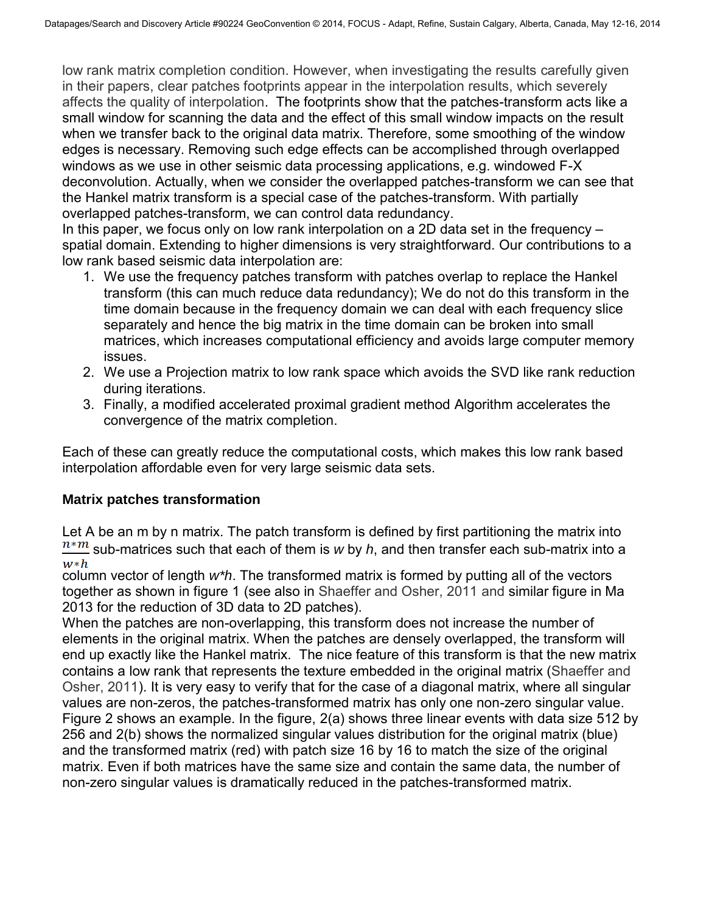low rank matrix completion condition. However, when investigating the results carefully given in their papers, clear patches footprints appear in the interpolation results, which severely affects the quality of interpolation. The footprints show that the patches-transform acts like a small window for scanning the data and the effect of this small window impacts on the result when we transfer back to the original data matrix. Therefore, some smoothing of the window edges is necessary. Removing such edge effects can be accomplished through overlapped windows as we use in other seismic data processing applications, e.g. windowed F-X deconvolution. Actually, when we consider the overlapped patches-transform we can see that the Hankel matrix transform is a special case of the patches-transform. With partially overlapped patches-transform, we can control data redundancy.

In this paper, we focus only on low rank interpolation on a 2D data set in the frequency – spatial domain. Extending to higher dimensions is very straightforward. Our contributions to a low rank based seismic data interpolation are:

1. We use the frequency patches transform with patches overlap to replace the Hankel transform (this can much reduce data redundancy); We do not do this transform in the time domain because in the frequency domain we can deal with each frequency slice separately and hence the big matrix in the time domain can be broken into small matrices, which increases computational efficiency and avoids large computer memory issues.
2. We use a Projection matrix to low rank space which avoids the SVD like rank reduction during iterations.
3. Finally, a modified accelerated proximal gradient method Algorithm accelerates the convergence of the matrix completion.

Each of these can greatly reduce the computational costs, which makes this low rank based interpolation affordable even for very large seismic data sets.

## Matrix patches transformation

Let A be an m by n matrix. The patch transform is defined by first partitioning the matrix into $\frac{n*m}{w*h}$ sub-matrices such that each of them is *w* by *h*, and then transfer each sub-matrix into a column vector of length *w*h*. The transformed matrix is formed by putting all of the vectors together as shown in figure 1 (see also in Shaeffer and Osher, 2011 and similar figure in Ma 2013 for the reduction of 3D data to 2D patches).

When the patches are non-overlapping, this transform does not increase the number of elements in the original matrix. When the patches are densely overlapped, the transform will end up exactly like the Hankel matrix. The nice feature of this transform is that the new matrix contains a low rank that represents the texture embedded in the original matrix (Shaeffer and Osher, 2011). It is very easy to verify that for the case of a diagonal matrix, where all singular values are non-zeros, the patches-transformed matrix has only one non-zero singular value. Figure 2 shows an example. In the figure, 2(a) shows three linear events with data size 512 by 256 and 2(b) shows the normalized singular values distribution for the original matrix (blue) and the transformed matrix (red) with patch size 16 by 16 to match the size of the original matrix. Even if both matrices have the same size and contain the same data, the number of non-zero singular values is dramatically reduced in the patches-transformed matrix.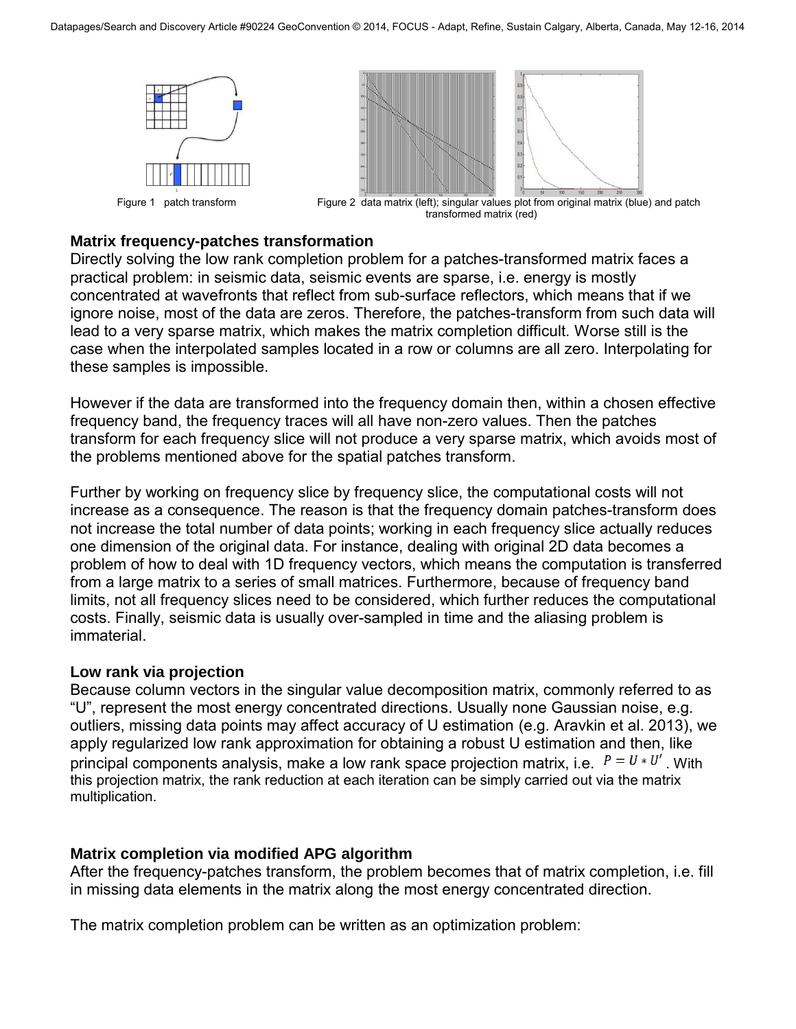Figure 1 patch transform

Figure 2 data matrix (left); singular values plot from original matrix (blue) and patch transformed matrix (red)

### Matrix frequency-patches transformation

Directly solving the low rank completion problem for a patches-transformed matrix faces a practical problem: in seismic data, seismic events are sparse, i.e. energy is mostly concentrated at wavefronts that reflect from sub-surface reflectors, which means that if we ignore noise, most of the data are zeros. Therefore, the patches-transform from such data will lead to a very sparse matrix, which makes the matrix completion difficult. Worse still is the case when the interpolated samples located in a row or columns are all zero. Interpolating for these samples is impossible.

However if the data are transformed into the frequency domain then, within a chosen effective frequency band, the frequency traces will all have non-zero values. Then the patches transform for each frequency slice will not produce a very sparse matrix, which avoids most of the problems mentioned above for the spatial patches transform.

Further by working on frequency slice by frequency slice, the computational costs will not increase as a consequence. The reason is that the frequency domain patches-transform does not increase the total number of data points; working in each frequency slice actually reduces one dimension of the original data. For instance, dealing with original 2D data becomes a problem of how to deal with 1D frequency vectors, which means the computation is transferred from a large matrix to a series of small matrices. Furthermore, because of frequency band limits, not all frequency slices need to be considered, which further reduces the computational costs. Finally, seismic data is usually over-sampled in time and the aliasing problem is immaterial.

### Low rank via projection

Because column vectors in the singular value decomposition matrix, commonly referred to as "U", represent the most energy concentrated directions. Usually none Gaussian noise, e.g. outliers, missing data points may affect accuracy of U estimation (e.g. Aravkin et al. 2013), we apply regularized low rank approximation for obtaining a robust U estimation and then, like principal components analysis, make a low rank space projection matrix, i.e. $P = U * U'$. With this projection matrix, the rank reduction at each iteration can be simply carried out via the matrix multiplication.

### Matrix completion via modified APG algorithm

After the frequency-patches transform, the problem becomes that of matrix completion, i.e. fill in missing data elements in the matrix along the most energy concentrated direction.

The matrix completion problem can be written as an optimization problem: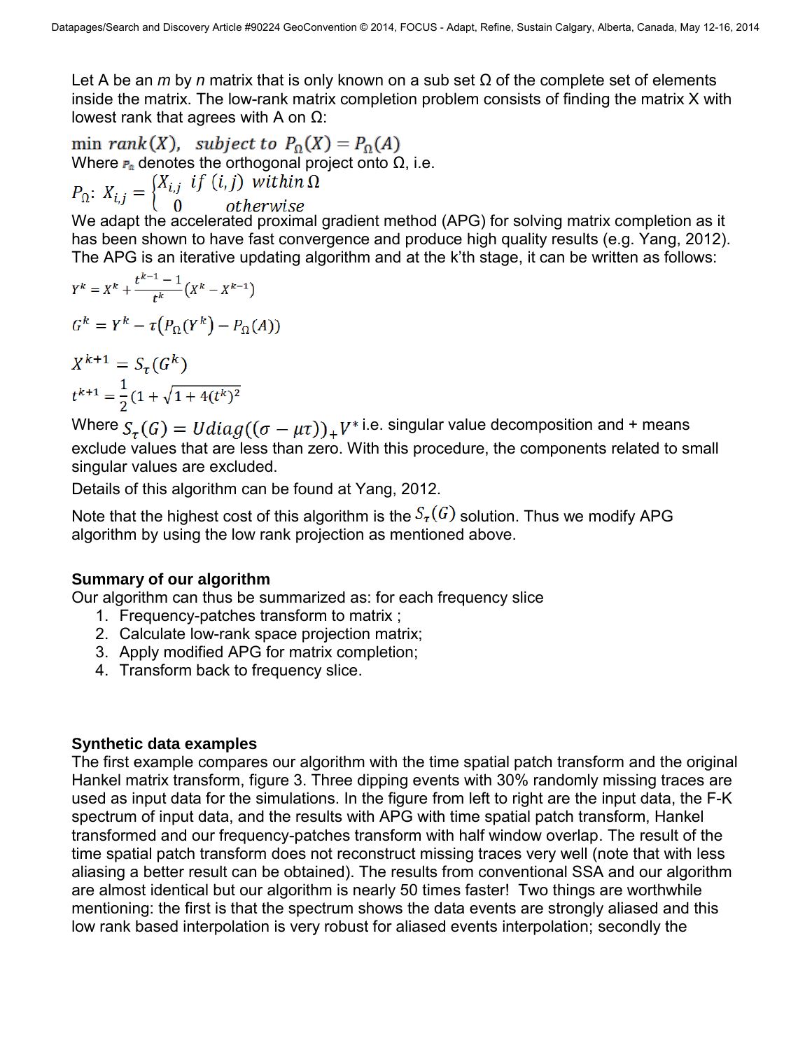Let A be an *m* by *n* matrix that is only known on a sub set Ω of the complete set of elements inside the matrix. The low-rank matrix completion problem consists of finding the matrix X with lowest rank that agrees with A on Ω:

$$\min\ rank(X),\quad subject\ to\ P_\Omega(X) = P_\Omega(A)$$

Where $P_\Omega$ denotes the orthogonal project onto Ω, i.e.

$$P_\Omega:\ X_{i,j} = \begin{cases} X_{i,j} & if\ (i,j)\ within\ \Omega \\ 0 & otherwise \end{cases}$$

We adapt the accelerated proximal gradient method (APG) for solving matrix completion as it has been shown to have fast convergence and produce high quality results (e.g. Yang, 2012). The APG is an iterative updating algorithm and at the k'th stage, it can be written as follows:

$$Y^k = X^k + \frac{t^{k-1}-1}{t^k}(X^k - X^{k-1})$$

$$G^k = Y^k - \tau(P_\Omega(Y^k) - P_\Omega(A))$$

$$X^{k+1} = S_\tau(G^k)$$

$$t^{k+1} = \frac{1}{2}(1 + \sqrt{1 + 4(t^k)^2}$$

Where $S_\tau(G) = U diag((\sigma - \mu\tau))_+ V^*$ i.e. singular value decomposition and + means exclude values that are less than zero. With this procedure, the components related to small singular values are excluded.

Details of this algorithm can be found at Yang, 2012.

Note that the highest cost of this algorithm is the $S_\tau(G)$ solution. Thus we modify APG algorithm by using the low rank projection as mentioned above.

**Summary of our algorithm**

Our algorithm can thus be summarized as: for each frequency slice

1. Frequency-patches transform to matrix ;
2. Calculate low-rank space projection matrix;
3. Apply modified APG for matrix completion;
4. Transform back to frequency slice.

**Synthetic data examples**

The first example compares our algorithm with the time spatial patch transform and the original Hankel matrix transform, figure 3. Three dipping events with 30% randomly missing traces are used as input data for the simulations. In the figure from left to right are the input data, the F-K spectrum of input data, and the results with APG with time spatial patch transform, Hankel transformed and our frequency-patches transform with half window overlap. The result of the time spatial patch transform does not reconstruct missing traces very well (note that with less aliasing a better result can be obtained). The results from conventional SSA and our algorithm are almost identical but our algorithm is nearly 50 times faster! Two things are worthwhile mentioning: the first is that the spectrum shows the data events are strongly aliased and this low rank based interpolation is very robust for aliased events interpolation; secondly the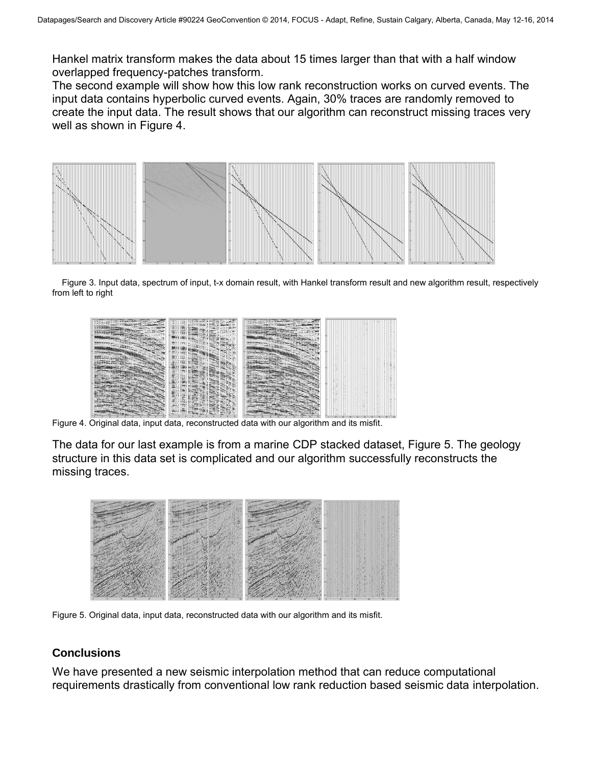Hankel matrix transform makes the data about 15 times larger than that with a half window overlapped frequency-patches transform.

The second example will show how this low rank reconstruction works on curved events. The input data contains hyperbolic curved events. Again, 30% traces are randomly removed to create the input data. The result shows that our algorithm can reconstruct missing traces very well as shown in Figure 4.

Figure 3. Input data, spectrum of input, t-x domain result, with Hankel transform result and new algorithm result, respectively from left to right

Figure 4. Original data, input data, reconstructed data with our algorithm and its misfit.

The data for our last example is from a marine CDP stacked dataset, Figure 5. The geology structure in this data set is complicated and our algorithm successfully reconstructs the missing traces.

Figure 5. Original data, input data, reconstructed data with our algorithm and its misfit.

## Conclusions

We have presented a new seismic interpolation method that can reduce computational requirements drastically from conventional low rank reduction based seismic data interpolation.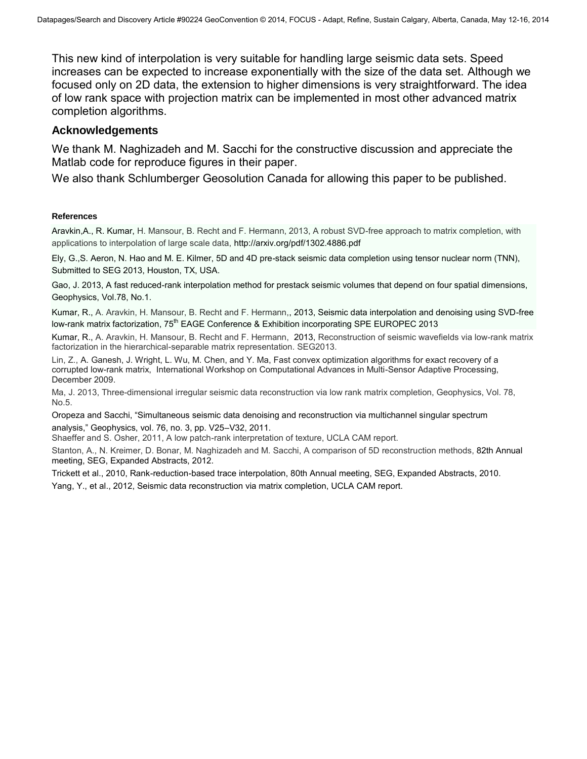This new kind of interpolation is very suitable for handling large seismic data sets. Speed increases can be expected to increase exponentially with the size of the data set. Although we focused only on 2D data, the extension to higher dimensions is very straightforward. The idea of low rank space with projection matrix can be implemented in most other advanced matrix completion algorithms.

## Acknowledgements

We thank M. Naghizadeh and M. Sacchi for the constructive discussion and appreciate the Matlab code for reproduce figures in their paper.

We also thank Schlumberger Geosolution Canada for allowing this paper to be published.

#### References

Aravkin,A., R. Kumar, H. Mansour, B. Recht and F. Hermann, 2013, A robust SVD-free approach to matrix completion, with applications to interpolation of large scale data, http://arxiv.org/pdf/1302.4886.pdf

Ely, G.,S. Aeron, N. Hao and M. E. Kilmer, 5D and 4D pre-stack seismic data completion using tensor nuclear norm (TNN), Submitted to SEG 2013, Houston, TX, USA.

Gao, J. 2013, A fast reduced-rank interpolation method for prestack seismic volumes that depend on four spatial dimensions, Geophysics, Vol.78, No.1.

Kumar, R., A. Aravkin, H. Mansour, B. Recht and F. Hermann,, 2013, Seismic data interpolation and denoising using SVD-free low-rank matrix factorization, 75th EAGE Conference & Exhibition incorporating SPE EUROPEC 2013

Kumar, R., A. Aravkin, H. Mansour, B. Recht and F. Hermann, 2013, Reconstruction of seismic wavefields via low-rank matrix factorization in the hierarchical-separable matrix representation. SEG2013.

Lin, Z., A. Ganesh, J. Wright, L. Wu, M. Chen, and Y. Ma, Fast convex optimization algorithms for exact recovery of a corrupted low-rank matrix, International Workshop on Computational Advances in Multi-Sensor Adaptive Processing, December 2009.

Ma, J. 2013, Three-dimensional irregular seismic data reconstruction via low rank matrix completion, Geophysics, Vol. 78, No.5.

Oropeza and Sacchi, "Simultaneous seismic data denoising and reconstruction via multichannel singular spectrum analysis," Geophysics, vol. 76, no. 3, pp. V25–V32, 2011.

Shaeffer and S. Osher, 2011, A low patch-rank interpretation of texture, UCLA CAM report.

Stanton, A., N. Kreimer, D. Bonar, M. Naghizadeh and M. Sacchi, A comparison of 5D reconstruction methods, 82th Annual meeting, SEG, Expanded Abstracts, 2012.

Trickett et al., 2010, Rank-reduction-based trace interpolation, 80th Annual meeting, SEG, Expanded Abstracts, 2010.

Yang, Y., et al., 2012, Seismic data reconstruction via matrix completion, UCLA CAM report.